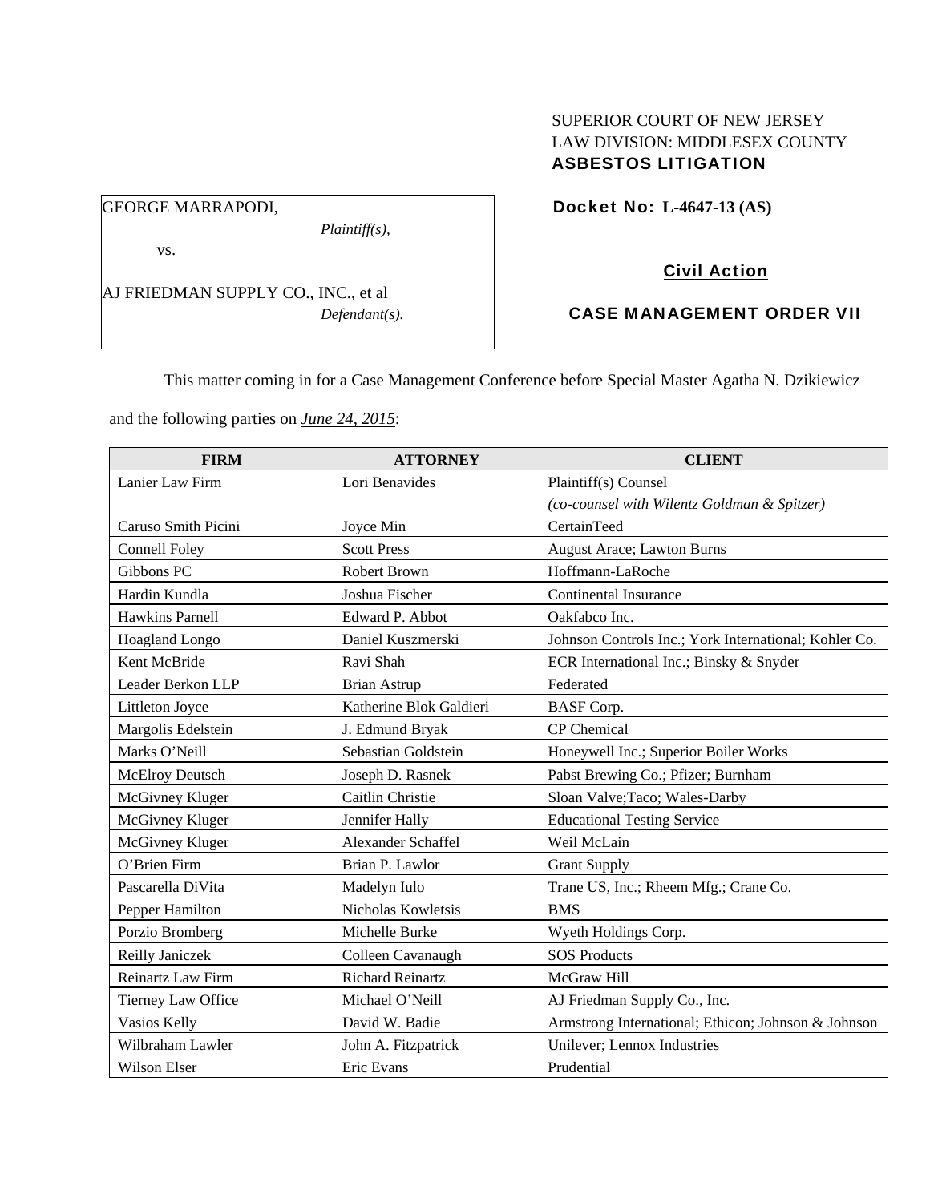SUPERIOR COURT OF NEW JERSEY
LAW DIVISION: MIDDLESEX COUNTY
**ASBESTOS LITIGATION**

GEORGE MARRAPODI,
*Plaintiff(s),*
vs.
AJ FRIEDMAN SUPPLY CO., INC., et al
*Defendant(s).*

**Docket No: L-4647-13 (AS)**

**Civil Action**

**CASE MANAGEMENT ORDER VII**

This matter coming in for a Case Management Conference before Special Master Agatha N. Dzikiewicz and the following parties on *June 24, 2015*:

| FIRM | ATTORNEY | CLIENT |
|---|---|---|
| Lanier Law Firm | Lori Benavides | Plaintiff(s) Counsel *(co-counsel with Wilentz Goldman & Spitzer)* |
| Caruso Smith Picini | Joyce Min | CertainTeed |
| Connell Foley | Scott Press | August Arace; Lawton Burns |
| Gibbons PC | Robert Brown | Hoffmann-LaRoche |
| Hardin Kundla | Joshua Fischer | Continental Insurance |
| Hawkins Parnell | Edward P. Abbot | Oakfabco Inc. |
| Hoagland Longo | Daniel Kuszmerski | Johnson Controls Inc.; York International; Kohler Co. |
| Kent McBride | Ravi Shah | ECR International Inc.; Binsky & Snyder |
| Leader Berkon LLP | Brian Astrup | Federated |
| Littleton Joyce | Katherine Blok Galdieri | BASF Corp. |
| Margolis Edelstein | J. Edmund Bryak | CP Chemical |
| Marks O'Neill | Sebastian Goldstein | Honeywell Inc.; Superior Boiler Works |
| McElroy Deutsch | Joseph D. Rasnek | Pabst Brewing Co.; Pfizer; Burnham |
| McGivney Kluger | Caitlin Christie | Sloan Valve;Taco; Wales-Darby |
| McGivney Kluger | Jennifer Hally | Educational Testing Service |
| McGivney Kluger | Alexander Schaffel | Weil McLain |
| O'Brien Firm | Brian P. Lawlor | Grant Supply |
| Pascarella DiVita | Madelyn Iulo | Trane US, Inc.; Rheem Mfg.; Crane Co. |
| Pepper Hamilton | Nicholas Kowletsis | BMS |
| Porzio Bromberg | Michelle Burke | Wyeth Holdings Corp. |
| Reilly Janiczek | Colleen Cavanaugh | SOS Products |
| Reinartz Law Firm | Richard Reinartz | McGraw Hill |
| Tierney Law Office | Michael O'Neill | AJ Friedman Supply Co., Inc. |
| Vasios Kelly | David W. Badie | Armstrong International; Ethicon; Johnson & Johnson |
| Wilbraham Lawler | John A. Fitzpatrick | Unilever; Lennox Industries |
| Wilson Elser | Eric Evans | Prudential |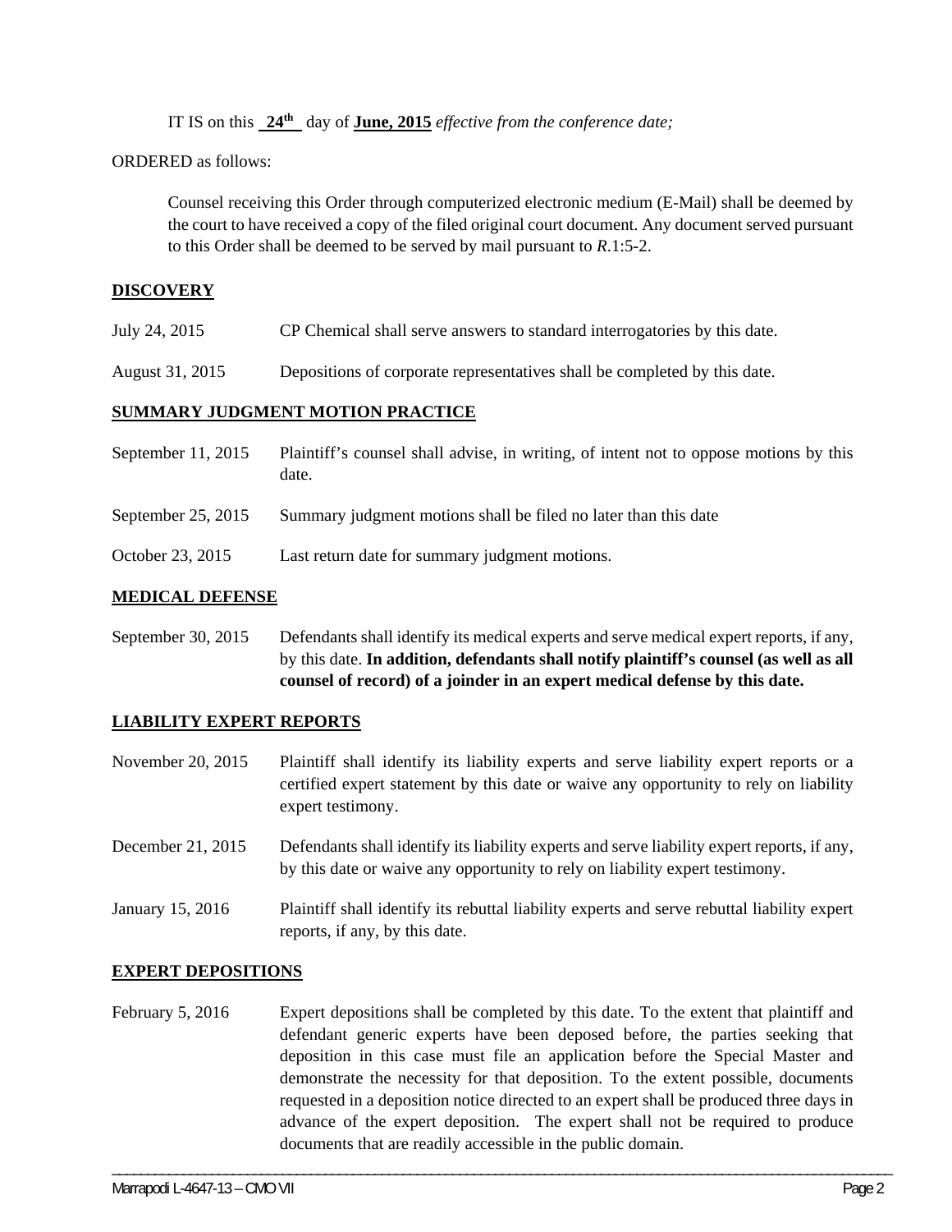IT IS on this **24th** day of **June, 2015** *effective from the conference date;*

ORDERED as follows:

Counsel receiving this Order through computerized electronic medium (E-Mail) shall be deemed by the court to have received a copy of the filed original court document. Any document served pursuant to this Order shall be deemed to be served by mail pursuant to *R*.1:5-2.

## DISCOVERY

| | |
|---|---|
| July 24, 2015 | CP Chemical shall serve answers to standard interrogatories by this date. |
| August 31, 2015 | Depositions of corporate representatives shall be completed by this date. |

## SUMMARY JUDGMENT MOTION PRACTICE

| | |
|---|---|
| September 11, 2015 | Plaintiff's counsel shall advise, in writing, of intent not to oppose motions by this date. |
| September 25, 2015 | Summary judgment motions shall be filed no later than this date |
| October 23, 2015 | Last return date for summary judgment motions. |

## MEDICAL DEFENSE

| | |
|---|---|
| September 30, 2015 | Defendants shall identify its medical experts and serve medical expert reports, if any, by this date. **In addition, defendants shall notify plaintiff's counsel (as well as all counsel of record) of a joinder in an expert medical defense by this date.** |

## LIABILITY EXPERT REPORTS

| | |
|---|---|
| November 20, 2015 | Plaintiff shall identify its liability experts and serve liability expert reports or a certified expert statement by this date or waive any opportunity to rely on liability expert testimony. |
| December 21, 2015 | Defendants shall identify its liability experts and serve liability expert reports, if any, by this date or waive any opportunity to rely on liability expert testimony. |
| January 15, 2016 | Plaintiff shall identify its rebuttal liability experts and serve rebuttal liability expert reports, if any, by this date. |

## EXPERT DEPOSITIONS

| | |
|---|---|
| February 5, 2016 | Expert depositions shall be completed by this date. To the extent that plaintiff and defendant generic experts have been deposed before, the parties seeking that deposition in this case must file an application before the Special Master and demonstrate the necessity for that deposition. To the extent possible, documents requested in a deposition notice directed to an expert shall be produced three days in advance of the expert deposition. The expert shall not be required to produce documents that are readily accessible in the public domain. |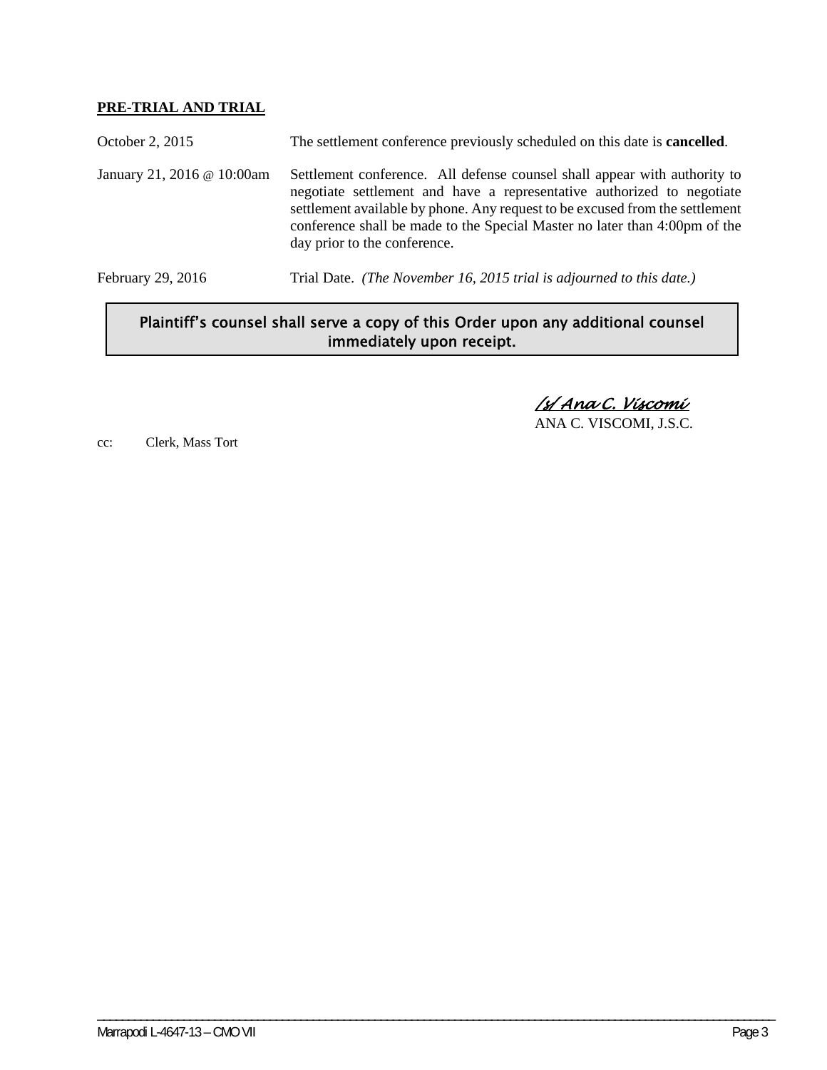**PRE-TRIAL AND TRIAL**

| | |
|---|---|
| October 2, 2015 | The settlement conference previously scheduled on this date is **cancelled**. |
| January 21, 2016 @ 10:00am | Settlement conference. All defense counsel shall appear with authority to negotiate settlement and have a representative authorized to negotiate settlement available by phone. Any request to be excused from the settlement conference shall be made to the Special Master no later than 4:00pm of the day prior to the conference. |
| February 29, 2016 | Trial Date. *(The November 16, 2015 trial is adjourned to this date.)* |

**Plaintiff's counsel shall serve a copy of this Order upon any additional counsel immediately upon receipt.**

*/s/ Ana C. Viscomi*
ANA C. VISCOMI, J.S.C.

cc: Clerk, Mass Tort